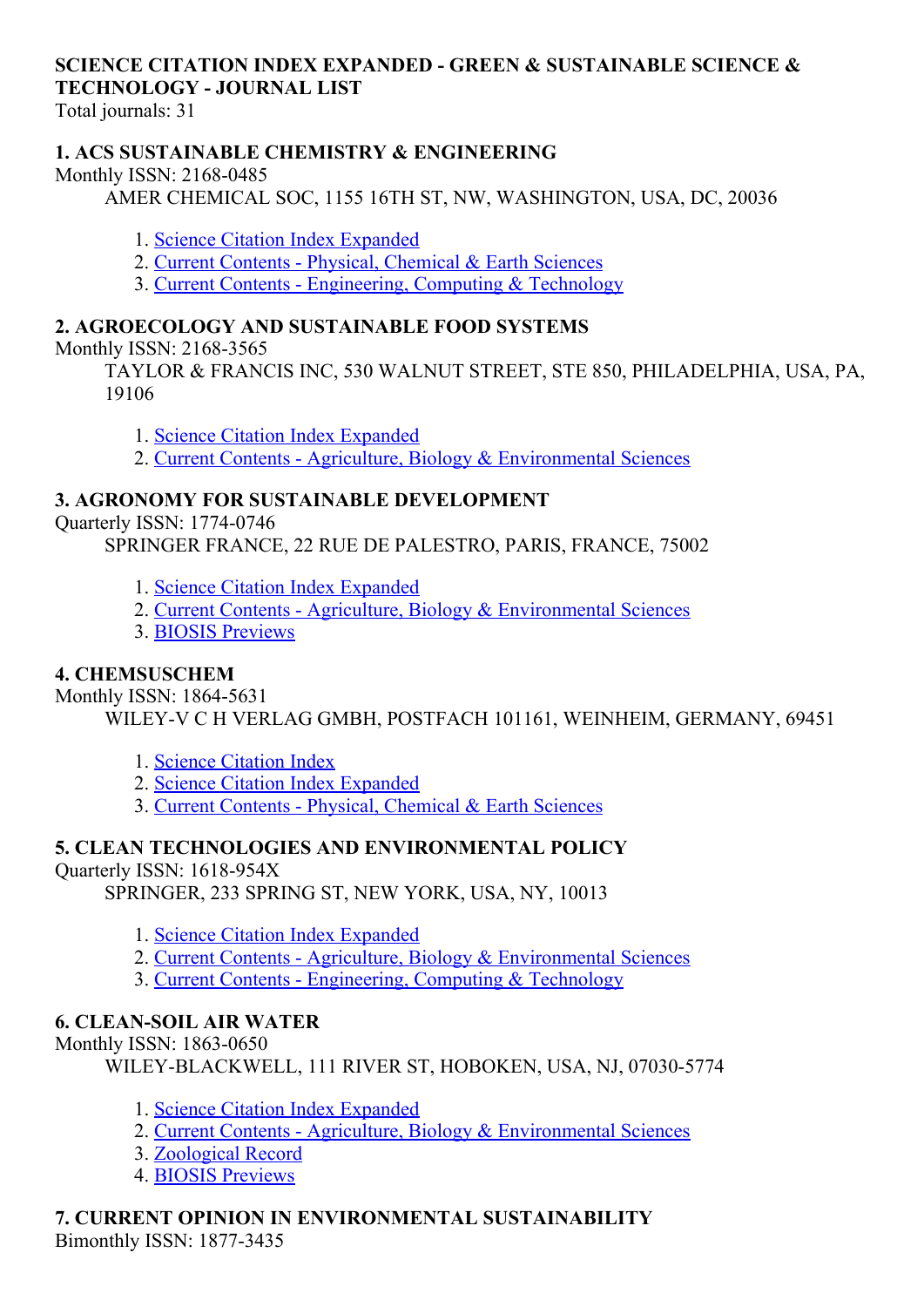**SCIENCE CITATION INDEX EXPANDED - GREEN & SUSTAINABLE SCIENCE & TECHNOLOGY - JOURNAL LIST**

Total journals: 31

**1. ACS SUSTAINABLE CHEMISTRY & ENGINEERING**

Monthly ISSN: 2168-0485

AMER CHEMICAL SOC, 1155 16TH ST, NW, WASHINGTON, USA, DC, 20036

1. Science Citation Index Expanded
2. Current Contents - Physical, Chemical & Earth Sciences
3. Current Contents - Engineering, Computing & Technology

**2. AGROECOLOGY AND SUSTAINABLE FOOD SYSTEMS**

Monthly ISSN: 2168-3565

TAYLOR & FRANCIS INC, 530 WALNUT STREET, STE 850, PHILADELPHIA, USA, PA, 19106

1. Science Citation Index Expanded
2. Current Contents - Agriculture, Biology & Environmental Sciences

**3. AGRONOMY FOR SUSTAINABLE DEVELOPMENT**

Quarterly ISSN: 1774-0746

SPRINGER FRANCE, 22 RUE DE PALESTRO, PARIS, FRANCE, 75002

1. Science Citation Index Expanded
2. Current Contents - Agriculture, Biology & Environmental Sciences
3. BIOSIS Previews

**4. CHEMSUSCHEM**

Monthly ISSN: 1864-5631

WILEY-V C H VERLAG GMBH, POSTFACH 101161, WEINHEIM, GERMANY, 69451

1. Science Citation Index
2. Science Citation Index Expanded
3. Current Contents - Physical, Chemical & Earth Sciences

**5. CLEAN TECHNOLOGIES AND ENVIRONMENTAL POLICY**

Quarterly ISSN: 1618-954X

SPRINGER, 233 SPRING ST, NEW YORK, USA, NY, 10013

1. Science Citation Index Expanded
2. Current Contents - Agriculture, Biology & Environmental Sciences
3. Current Contents - Engineering, Computing & Technology

**6. CLEAN-SOIL AIR WATER**

Monthly ISSN: 1863-0650

WILEY-BLACKWELL, 111 RIVER ST, HOBOKEN, USA, NJ, 07030-5774

1. Science Citation Index Expanded
2. Current Contents - Agriculture, Biology & Environmental Sciences
3. Zoological Record
4. BIOSIS Previews

**7. CURRENT OPINION IN ENVIRONMENTAL SUSTAINABILITY**

Bimonthly ISSN: 1877-3435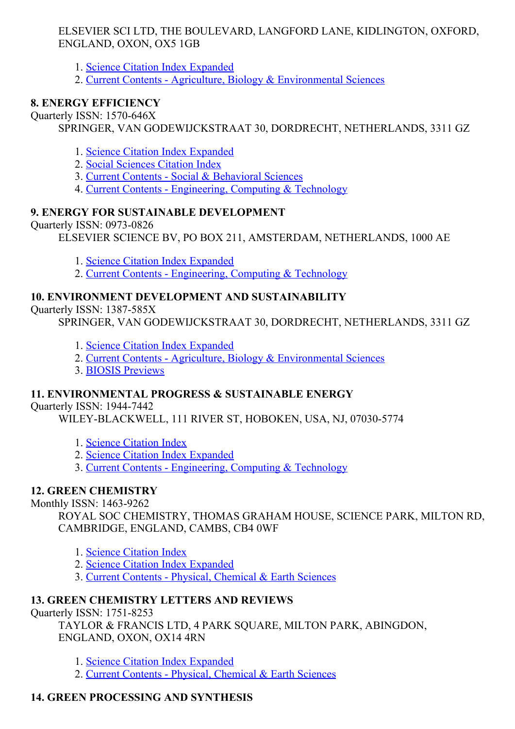ELSEVIER SCI LTD, THE BOULEVARD, LANGFORD LANE, KIDLINGTON, OXFORD, ENGLAND, OXON, OX5 1GB

1. Science Citation Index Expanded
2. Current Contents - Agriculture, Biology & Environmental Sciences

**8. ENERGY EFFICIENCY**

Quarterly ISSN: 1570-646X

SPRINGER, VAN GODEWIJCKSTRAAT 30, DORDRECHT, NETHERLANDS, 3311 GZ

1. Science Citation Index Expanded
2. Social Sciences Citation Index
3. Current Contents - Social & Behavioral Sciences
4. Current Contents - Engineering, Computing & Technology

**9. ENERGY FOR SUSTAINABLE DEVELOPMENT**

Quarterly ISSN: 0973-0826

ELSEVIER SCIENCE BV, PO BOX 211, AMSTERDAM, NETHERLANDS, 1000 AE

1. Science Citation Index Expanded
2. Current Contents - Engineering, Computing & Technology

**10. ENVIRONMENT DEVELOPMENT AND SUSTAINABILITY**

Quarterly ISSN: 1387-585X

SPRINGER, VAN GODEWIJCKSTRAAT 30, DORDRECHT, NETHERLANDS, 3311 GZ

1. Science Citation Index Expanded
2. Current Contents - Agriculture, Biology & Environmental Sciences
3. BIOSIS Previews

**11. ENVIRONMENTAL PROGRESS & SUSTAINABLE ENERGY**

Quarterly ISSN: 1944-7442

WILEY-BLACKWELL, 111 RIVER ST, HOBOKEN, USA, NJ, 07030-5774

1. Science Citation Index
2. Science Citation Index Expanded
3. Current Contents - Engineering, Computing & Technology

**12. GREEN CHEMISTRY**

Monthly ISSN: 1463-9262

ROYAL SOC CHEMISTRY, THOMAS GRAHAM HOUSE, SCIENCE PARK, MILTON RD, CAMBRIDGE, ENGLAND, CAMBS, CB4 0WF

1. Science Citation Index
2. Science Citation Index Expanded
3. Current Contents - Physical, Chemical & Earth Sciences

**13. GREEN CHEMISTRY LETTERS AND REVIEWS**

Quarterly ISSN: 1751-8253

TAYLOR & FRANCIS LTD, 4 PARK SQUARE, MILTON PARK, ABINGDON, ENGLAND, OXON, OX14 4RN

1. Science Citation Index Expanded
2. Current Contents - Physical, Chemical & Earth Sciences

**14. GREEN PROCESSING AND SYNTHESIS**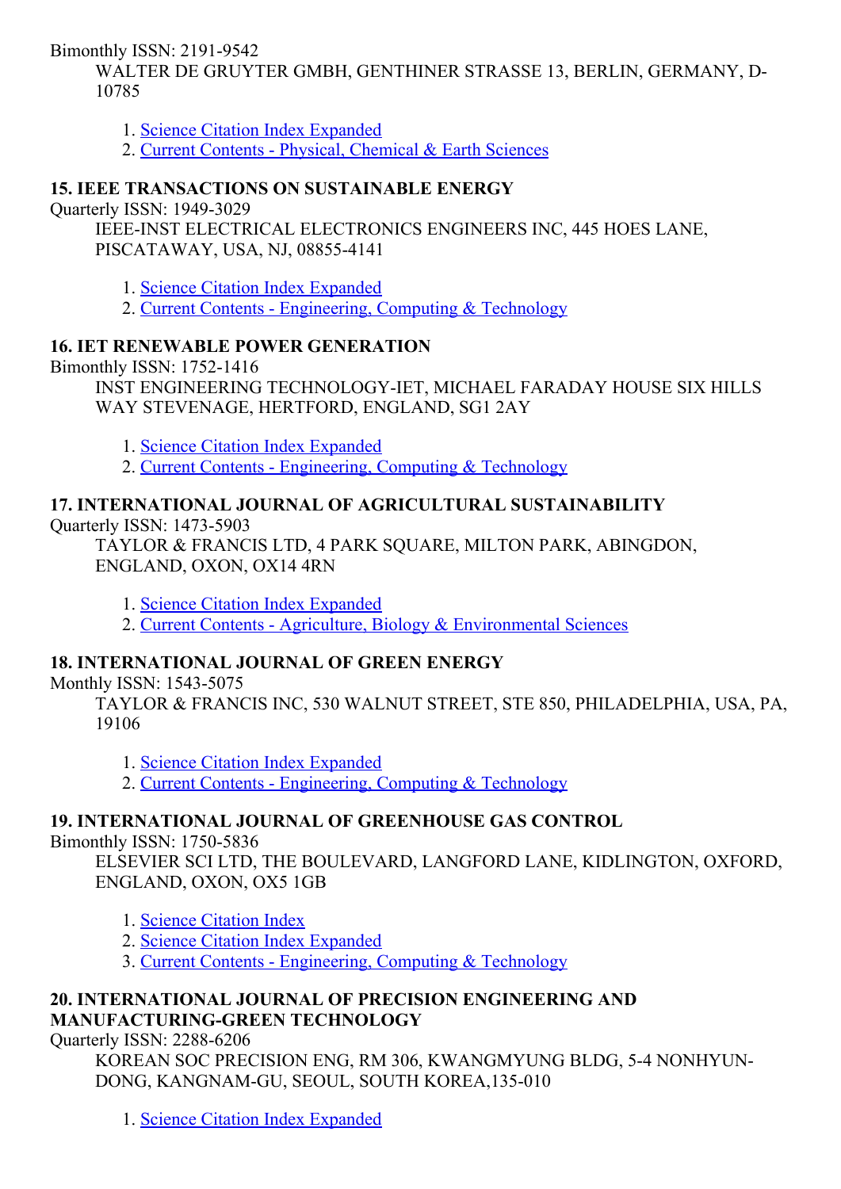Bimonthly ISSN: 2191-9542

WALTER DE GRUYTER GMBH, GENTHINER STRASSE 13, BERLIN, GERMANY, D-10785

1. Science Citation Index Expanded
2. Current Contents - Physical, Chemical & Earth Sciences

### 15. IEEE TRANSACTIONS ON SUSTAINABLE ENERGY

Quarterly ISSN: 1949-3029

IEEE-INST ELECTRICAL ELECTRONICS ENGINEERS INC, 445 HOES LANE, PISCATAWAY, USA, NJ, 08855-4141

1. Science Citation Index Expanded
2. Current Contents - Engineering, Computing & Technology

### 16. IET RENEWABLE POWER GENERATION

Bimonthly ISSN: 1752-1416

INST ENGINEERING TECHNOLOGY-IET, MICHAEL FARADAY HOUSE SIX HILLS WAY STEVENAGE, HERTFORD, ENGLAND, SG1 2AY

1. Science Citation Index Expanded
2. Current Contents - Engineering, Computing & Technology

### 17. INTERNATIONAL JOURNAL OF AGRICULTURAL SUSTAINABILITY

Quarterly ISSN: 1473-5903

TAYLOR & FRANCIS LTD, 4 PARK SQUARE, MILTON PARK, ABINGDON, ENGLAND, OXON, OX14 4RN

1. Science Citation Index Expanded
2. Current Contents - Agriculture, Biology & Environmental Sciences

### 18. INTERNATIONAL JOURNAL OF GREEN ENERGY

Monthly ISSN: 1543-5075

TAYLOR & FRANCIS INC, 530 WALNUT STREET, STE 850, PHILADELPHIA, USA, PA, 19106

1. Science Citation Index Expanded
2. Current Contents - Engineering, Computing & Technology

### 19. INTERNATIONAL JOURNAL OF GREENHOUSE GAS CONTROL

Bimonthly ISSN: 1750-5836

ELSEVIER SCI LTD, THE BOULEVARD, LANGFORD LANE, KIDLINGTON, OXFORD, ENGLAND, OXON, OX5 1GB

1. Science Citation Index
2. Science Citation Index Expanded
3. Current Contents - Engineering, Computing & Technology

### 20. INTERNATIONAL JOURNAL OF PRECISION ENGINEERING AND MANUFACTURING-GREEN TECHNOLOGY

Quarterly ISSN: 2288-6206

KOREAN SOC PRECISION ENG, RM 306, KWANGMYUNG BLDG, 5-4 NONHYUN-DONG, KANGNAM-GU, SEOUL, SOUTH KOREA,135-010

1. Science Citation Index Expanded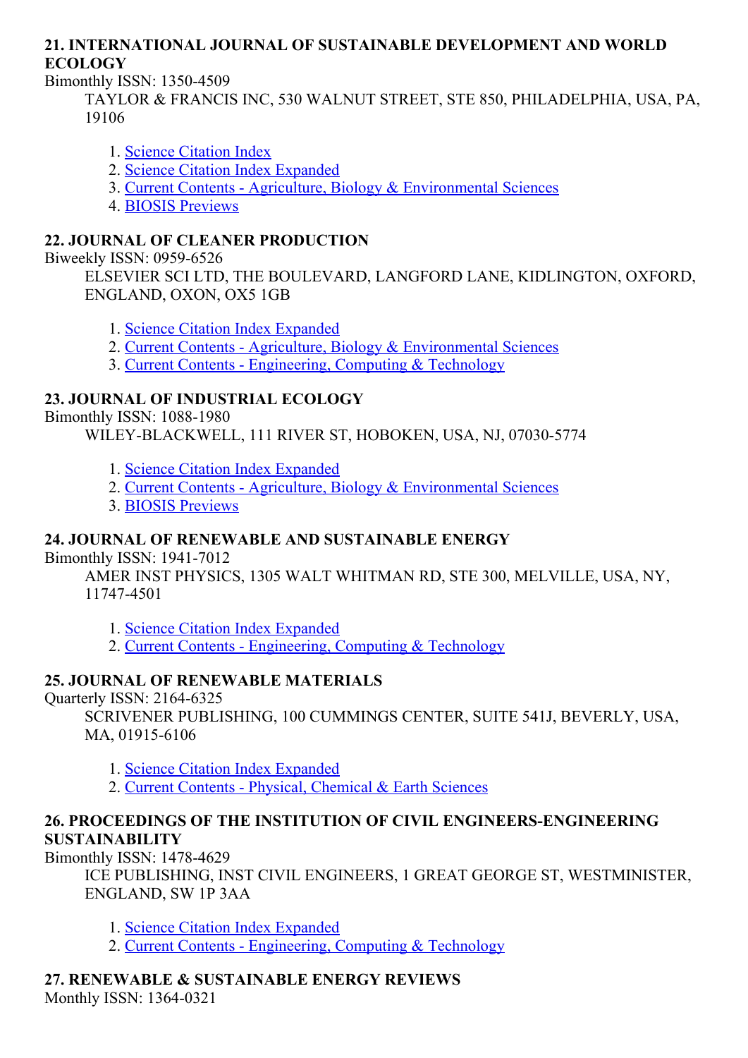**21. INTERNATIONAL JOURNAL OF SUSTAINABLE DEVELOPMENT AND WORLD ECOLOGY**

Bimonthly ISSN: 1350-4509

TAYLOR & FRANCIS INC, 530 WALNUT STREET, STE 850, PHILADELPHIA, USA, PA, 19106

1. Science Citation Index
2. Science Citation Index Expanded
3. Current Contents - Agriculture, Biology & Environmental Sciences
4. BIOSIS Previews

**22. JOURNAL OF CLEANER PRODUCTION**

Biweekly ISSN: 0959-6526

ELSEVIER SCI LTD, THE BOULEVARD, LANGFORD LANE, KIDLINGTON, OXFORD, ENGLAND, OXON, OX5 1GB

1. Science Citation Index Expanded
2. Current Contents - Agriculture, Biology & Environmental Sciences
3. Current Contents - Engineering, Computing & Technology

**23. JOURNAL OF INDUSTRIAL ECOLOGY**

Bimonthly ISSN: 1088-1980

WILEY-BLACKWELL, 111 RIVER ST, HOBOKEN, USA, NJ, 07030-5774

1. Science Citation Index Expanded
2. Current Contents - Agriculture, Biology & Environmental Sciences
3. BIOSIS Previews

**24. JOURNAL OF RENEWABLE AND SUSTAINABLE ENERGY**

Bimonthly ISSN: 1941-7012

AMER INST PHYSICS, 1305 WALT WHITMAN RD, STE 300, MELVILLE, USA, NY, 11747-4501

1. Science Citation Index Expanded
2. Current Contents - Engineering, Computing & Technology

**25. JOURNAL OF RENEWABLE MATERIALS**

Quarterly ISSN: 2164-6325

SCRIVENER PUBLISHING, 100 CUMMINGS CENTER, SUITE 541J, BEVERLY, USA, MA, 01915-6106

1. Science Citation Index Expanded
2. Current Contents - Physical, Chemical & Earth Sciences

**26. PROCEEDINGS OF THE INSTITUTION OF CIVIL ENGINEERS-ENGINEERING SUSTAINABILITY**

Bimonthly ISSN: 1478-4629

ICE PUBLISHING, INST CIVIL ENGINEERS, 1 GREAT GEORGE ST, WESTMINISTER, ENGLAND, SW 1P 3AA

1. Science Citation Index Expanded
2. Current Contents - Engineering, Computing & Technology

**27. RENEWABLE & SUSTAINABLE ENERGY REVIEWS**

Monthly ISSN: 1364-0321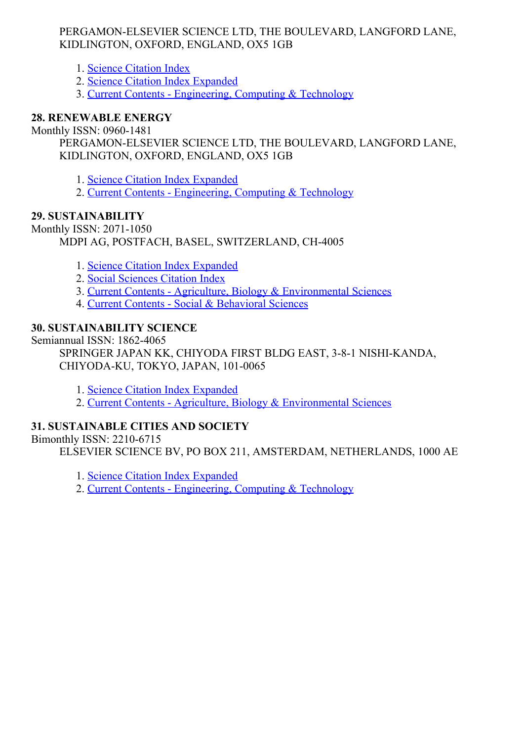PERGAMON-ELSEVIER SCIENCE LTD, THE BOULEVARD, LANGFORD LANE, KIDLINGTON, OXFORD, ENGLAND, OX5 1GB

1. Science Citation Index
2. Science Citation Index Expanded
3. Current Contents - Engineering, Computing & Technology

**28. RENEWABLE ENERGY**

Monthly ISSN: 0960-1481

PERGAMON-ELSEVIER SCIENCE LTD, THE BOULEVARD, LANGFORD LANE, KIDLINGTON, OXFORD, ENGLAND, OX5 1GB

1. Science Citation Index Expanded
2. Current Contents - Engineering, Computing & Technology

**29. SUSTAINABILITY**

Monthly ISSN: 2071-1050

MDPI AG, POSTFACH, BASEL, SWITZERLAND, CH-4005

1. Science Citation Index Expanded
2. Social Sciences Citation Index
3. Current Contents - Agriculture, Biology & Environmental Sciences
4. Current Contents - Social & Behavioral Sciences

**30. SUSTAINABILITY SCIENCE**

Semiannual ISSN: 1862-4065

SPRINGER JAPAN KK, CHIYODA FIRST BLDG EAST, 3-8-1 NISHI-KANDA, CHIYODA-KU, TOKYO, JAPAN, 101-0065

1. Science Citation Index Expanded
2. Current Contents - Agriculture, Biology & Environmental Sciences

**31. SUSTAINABLE CITIES AND SOCIETY**

Bimonthly ISSN: 2210-6715

ELSEVIER SCIENCE BV, PO BOX 211, AMSTERDAM, NETHERLANDS, 1000 AE

1. Science Citation Index Expanded
2. Current Contents - Engineering, Computing & Technology